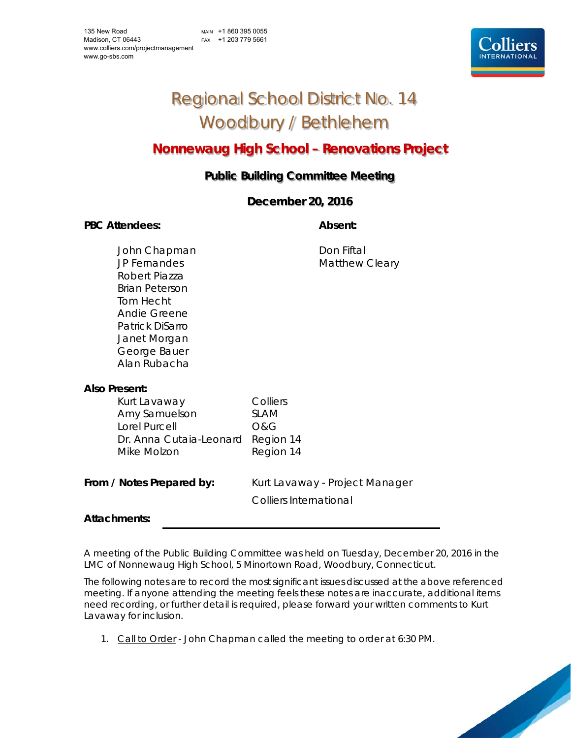135 New Road
Madison, CT 06443
www.colliers.com/projectmanagement
www.go-sbs.com

MAIN +1 860 395 0055
FAX +1 203 779 5661

# Regional School District No. 14
# Woodbury / Bethlehem

## Nonnewaug High School – Renovations Project

### Public Building Committee Meeting

### December 20, 2016

**PBC Attendees:**

John Chapman
JP Fernandes
Robert Piazza
Brian Peterson
Tom Hecht
Andie Greene
Patrick DiSarro
Janet Morgan
George Bauer
Alan Rubacha

**Absent:**

Don Fiftal
Matthew Cleary

**Also Present:**

| | |
|---|---|
| Kurt Lavaway | Colliers |
| Amy Samuelson | SLAM |
| Lorel Purcell | O&G |
| Dr. Anna Cutaia-Leonard | Region 14 |
| Mike Molzon | Region 14 |

**From / Notes Prepared by:** Kurt Lavaway - Project Manager, Colliers International

**Attachments:**

A meeting of the Public Building Committee was held on Tuesday, December 20, 2016 in the LMC of Nonnewaug High School, 5 Minortown Road, Woodbury, Connecticut.

The following notes are to record the most significant issues discussed at the above referenced meeting. If anyone attending the meeting feels these notes are inaccurate, additional items need recording, or further detail is required, please forward your written comments to Kurt Lavaway for inclusion.

1. Call to Order - John Chapman called the meeting to order at 6:30 PM.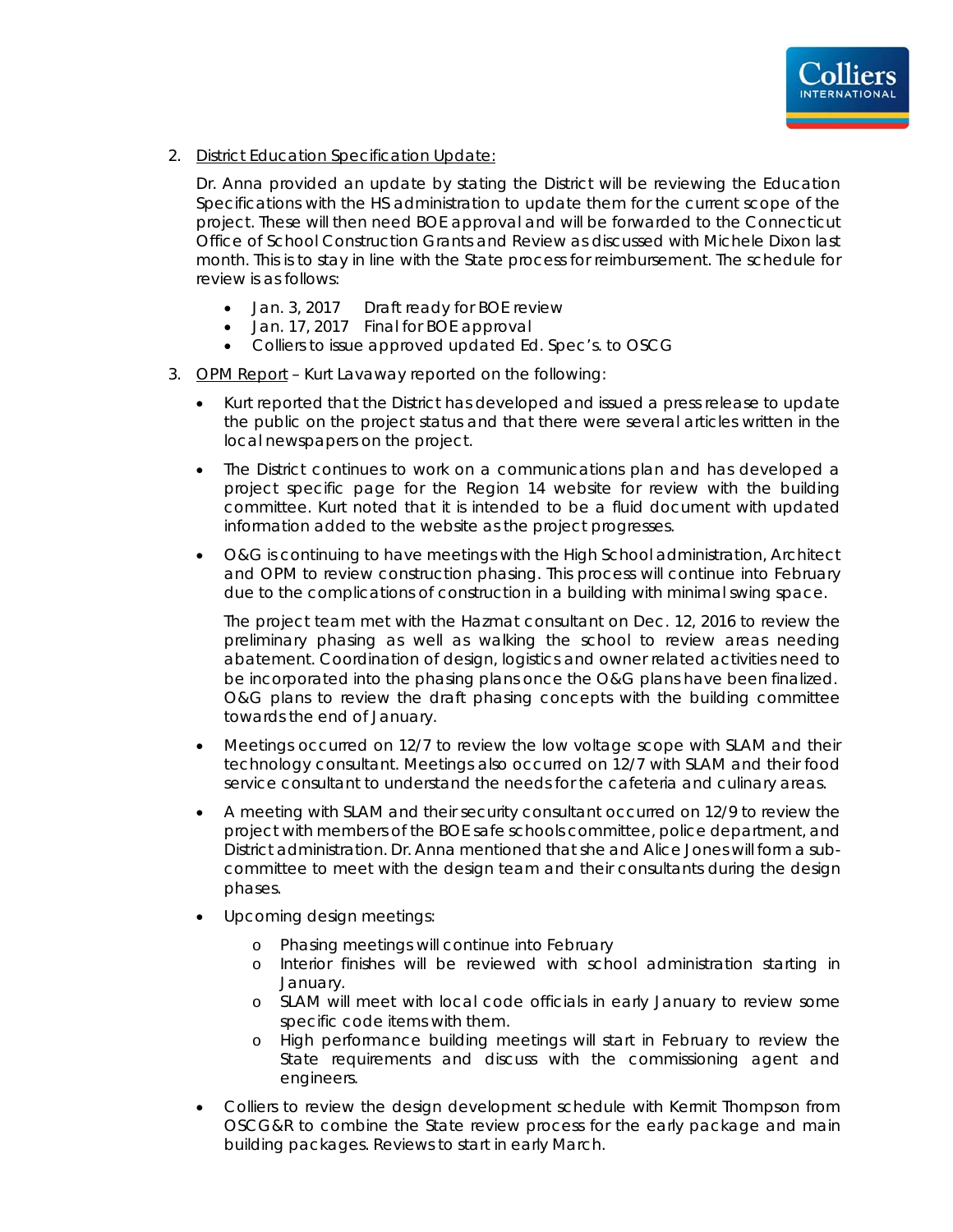2. <u>District Education Specification Update:</u>

   Dr. Anna provided an update by stating the District will be reviewing the Education Specifications with the HS administration to update them for the current scope of the project. These will then need BOE approval and will be forwarded to the Connecticut Office of School Construction Grants and Review as discussed with Michele Dixon last month. This is to stay in line with the State process for reimbursement. The schedule for review is as follows:

   - Jan. 3, 2017 Draft ready for BOE review
   - Jan. 17, 2017 Final for BOE approval
   - Colliers to issue approved updated Ed. Spec's. to OSCG

3. <u>OPM Report</u> – Kurt Lavaway reported on the following:

   - Kurt reported that the District has developed and issued a press release to update the public on the project status and that there were several articles written in the local newspapers on the project.
   - The District continues to work on a communications plan and has developed a project specific page for the Region 14 website for review with the building committee. Kurt noted that it is intended to be a fluid document with updated information added to the website as the project progresses.
   - O&G is continuing to have meetings with the High School administration, Architect and OPM to review construction phasing. This process will continue into February due to the complications of construction in a building with minimal swing space.

     The project team met with the Hazmat consultant on Dec. 12, 2016 to review the preliminary phasing as well as walking the school to review areas needing abatement. Coordination of design, logistics and owner related activities need to be incorporated into the phasing plans once the O&G plans have been finalized. O&G plans to review the draft phasing concepts with the building committee towards the end of January.
   - Meetings occurred on 12/7 to review the low voltage scope with SLAM and their technology consultant. Meetings also occurred on 12/7 with SLAM and their food service consultant to understand the needs for the cafeteria and culinary areas.
   - A meeting with SLAM and their security consultant occurred on 12/9 to review the project with members of the BOE safe schools committee, police department, and District administration. Dr. Anna mentioned that she and Alice Jones will form a sub-committee to meet with the design team and their consultants during the design phases.
   - Upcoming design meetings:
     - Phasing meetings will continue into February
     - Interior finishes will be reviewed with school administration starting in January.
     - SLAM will meet with local code officials in early January to review some specific code items with them.
     - High performance building meetings will start in February to review the State requirements and discuss with the commissioning agent and engineers.
   - Colliers to review the design development schedule with Kermit Thompson from OSCG&R to combine the State review process for the early package and main building packages. Reviews to start in early March.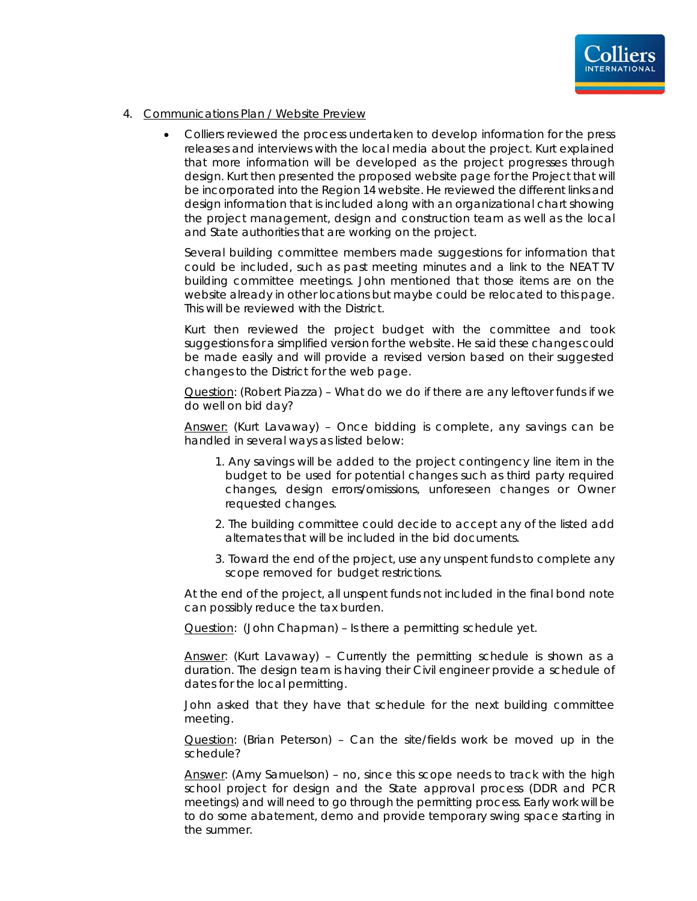4. Communications Plan / Website Preview

   - Colliers reviewed the process undertaken to develop information for the press releases and interviews with the local media about the project. Kurt explained that more information will be developed as the project progresses through design. Kurt then presented the proposed website page for the Project that will be incorporated into the Region 14 website. He reviewed the different links and design information that is included along with an organizational chart showing the project management, design and construction team as well as the local and State authorities that are working on the project.

     Several building committee members made suggestions for information that could be included, such as past meeting minutes and a link to the NEAT TV building committee meetings. John mentioned that those items are on the website already in other locations but maybe could be relocated to this page. This will be reviewed with the District.

     Kurt then reviewed the project budget with the committee and took suggestions for a simplified version for the website. He said these changes could be made easily and will provide a revised version based on their suggested changes to the District for the web page.

     Question: (Robert Piazza) – What do we do if there are any leftover funds if we do well on bid day?

     Answer: (Kurt Lavaway) – Once bidding is complete, any savings can be handled in several ways as listed below:

     1. Any savings will be added to the project contingency line item in the budget to be used for potential changes such as third party required changes, design errors/omissions, unforeseen changes or Owner requested changes.
     2. The building committee could decide to accept any of the listed add alternates that will be included in the bid documents.
     3. Toward the end of the project, use any unspent funds to complete any scope removed for budget restrictions.

     At the end of the project, all unspent funds not included in the final bond note can possibly reduce the tax burden.

     Question: (John Chapman) – Is there a permitting schedule yet.

     Answer: (Kurt Lavaway) – Currently the permitting schedule is shown as a duration. The design team is having their Civil engineer provide a schedule of dates for the local permitting.

     John asked that they have that schedule for the next building committee meeting.

     Question: (Brian Peterson) – Can the site/fields work be moved up in the schedule?

     Answer: (Amy Samuelson) – no, since this scope needs to track with the high school project for design and the State approval process (DDR and PCR meetings) and will need to go through the permitting process. Early work will be to do some abatement, demo and provide temporary swing space starting in the summer.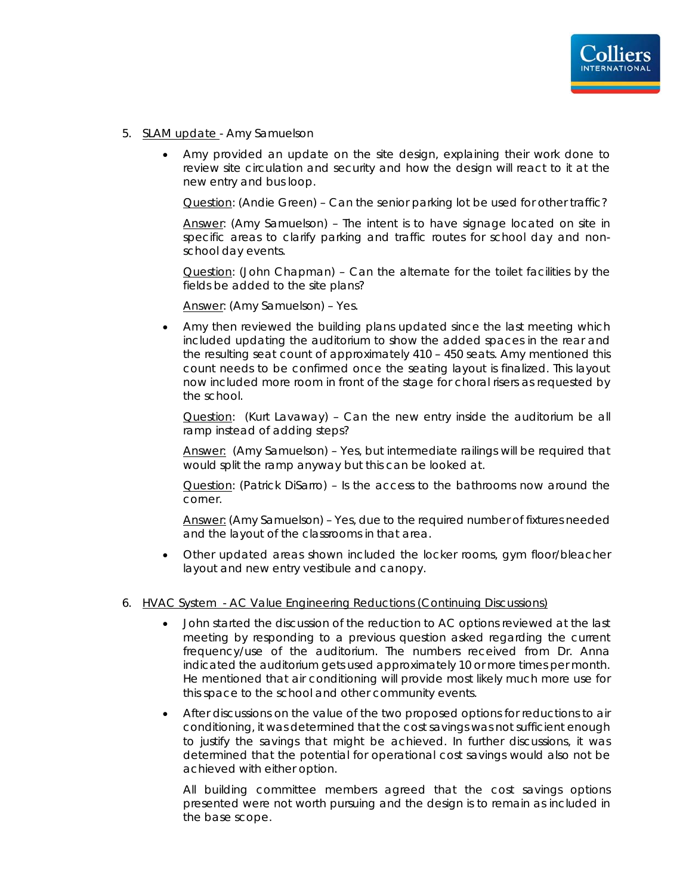5. <u>SLAM update</u> - Amy Samuelson

   - Amy provided an update on the site design, explaining their work done to review site circulation and security and how the design will react to it at the new entry and bus loop.

     <u>Question</u>: (Andie Green) – Can the senior parking lot be used for other traffic?

     <u>Answer</u>: (Amy Samuelson) – The intent is to have signage located on site in specific areas to clarify parking and traffic routes for school day and non-school day events.

     <u>Question</u>: (John Chapman) – Can the alternate for the toilet facilities by the fields be added to the site plans?

     <u>Answer</u>: (Amy Samuelson) – Yes.

   - Amy then reviewed the building plans updated since the last meeting which included updating the auditorium to show the added spaces in the rear and the resulting seat count of approximately 410 – 450 seats. Amy mentioned this count needs to be confirmed once the seating layout is finalized. This layout now included more room in front of the stage for choral risers as requested by the school.

     <u>Question</u>: (Kurt Lavaway) – Can the new entry inside the auditorium be all ramp instead of adding steps?

     <u>Answer:</u> (Amy Samuelson) – Yes, but intermediate railings will be required that would split the ramp anyway but this can be looked at.

     <u>Question</u>: (Patrick DiSarro) – Is the access to the bathrooms now around the corner.

     <u>Answer:</u> (Amy Samuelson) – Yes, due to the required number of fixtures needed and the layout of the classrooms in that area.

   - Other updated areas shown included the locker rooms, gym floor/bleacher layout and new entry vestibule and canopy.

6. <u>HVAC System - AC Value Engineering Reductions (Continuing Discussions)</u>

   - John started the discussion of the reduction to AC options reviewed at the last meeting by responding to a previous question asked regarding the current frequency/use of the auditorium. The numbers received from Dr. Anna indicated the auditorium gets used approximately 10 or more times per month. He mentioned that air conditioning will provide most likely much more use for this space to the school and other community events.

   - After discussions on the value of the two proposed options for reductions to air conditioning, it was determined that the cost savings was not sufficient enough to justify the savings that might be achieved. In further discussions, it was determined that the potential for operational cost savings would also not be achieved with either option.

     All building committee members agreed that the cost savings options presented were not worth pursuing and the design is to remain as included in the base scope.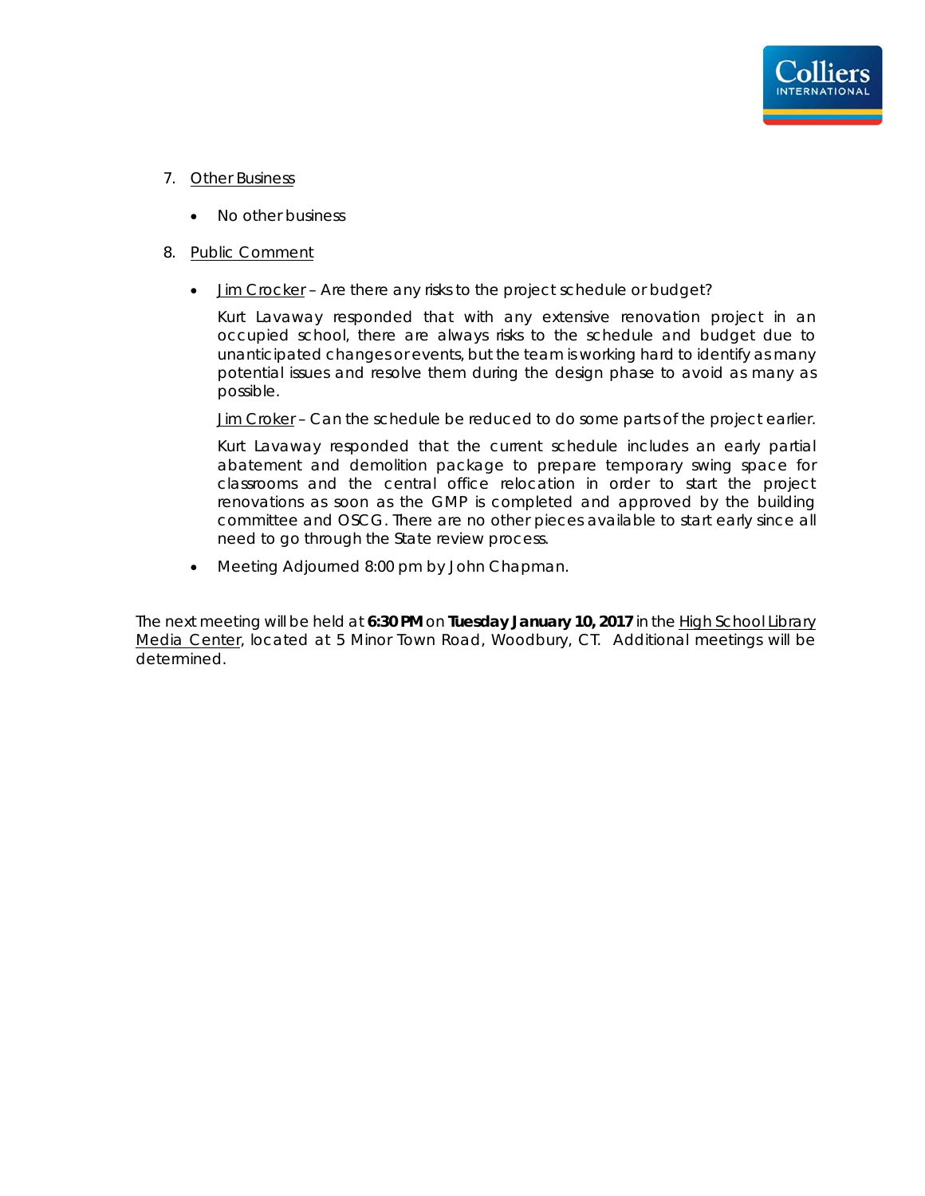7. Other Business

   - No other business

8. Public Comment

   - Jim Crocker – Are there any risks to the project schedule or budget?

     Kurt Lavaway responded that with any extensive renovation project in an occupied school, there are always risks to the schedule and budget due to unanticipated changes or events, but the team is working hard to identify as many potential issues and resolve them during the design phase to avoid as many as possible.

     Jim Croker – Can the schedule be reduced to do some parts of the project earlier.

     Kurt Lavaway responded that the current schedule includes an early partial abatement and demolition package to prepare temporary swing space for classrooms and the central office relocation in order to start the project renovations as soon as the GMP is completed and approved by the building committee and OSCG. There are no other pieces available to start early since all need to go through the State review process.

   - Meeting Adjourned 8:00 pm by John Chapman.

The next meeting will be held at **6:30 PM** on **Tuesday January 10, 2017** in the High School Library Media Center, located at 5 Minor Town Road, Woodbury, CT. Additional meetings will be determined.